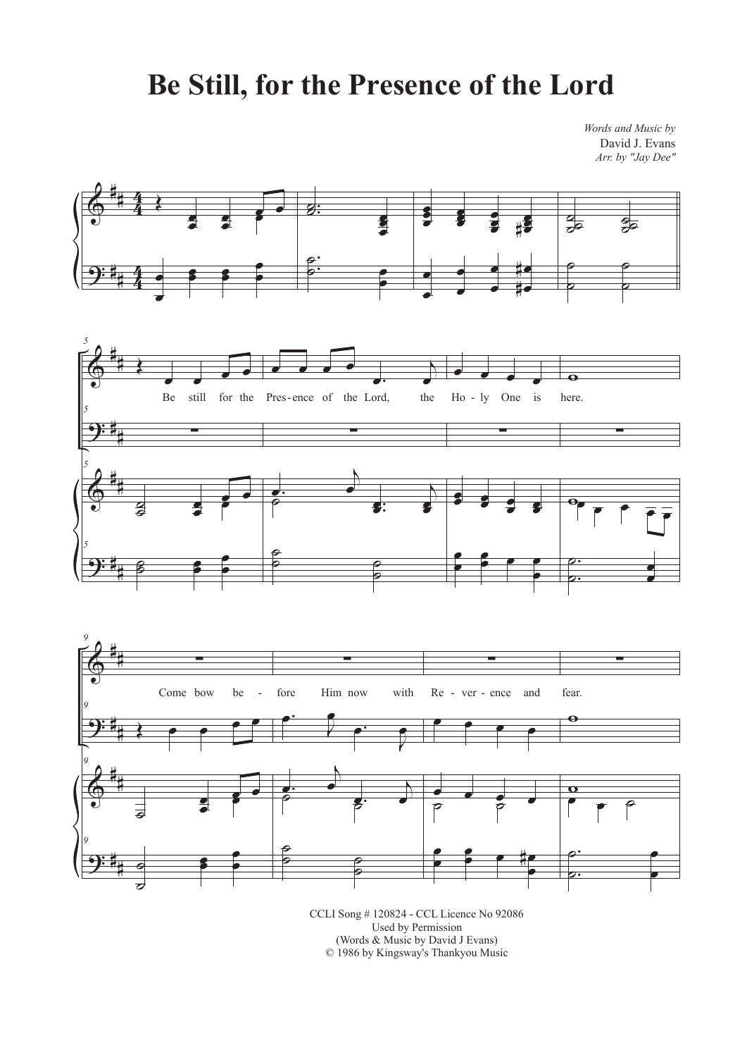# Be Still, for the Presence of the Lord

*Words and Music by*
David J. Evans
*Arr. by "Jay Dee"*

Be still for the Pres - ence of the Lord, the Ho - ly One is here.

Come bow be - fore Him now with Re - ver - ence and fear.

CCLI Song # 120824 - CCL Licence No 92086
Used by Permission
(Words & Music by David J Evans)
© 1986 by Kingsway's Thankyou Music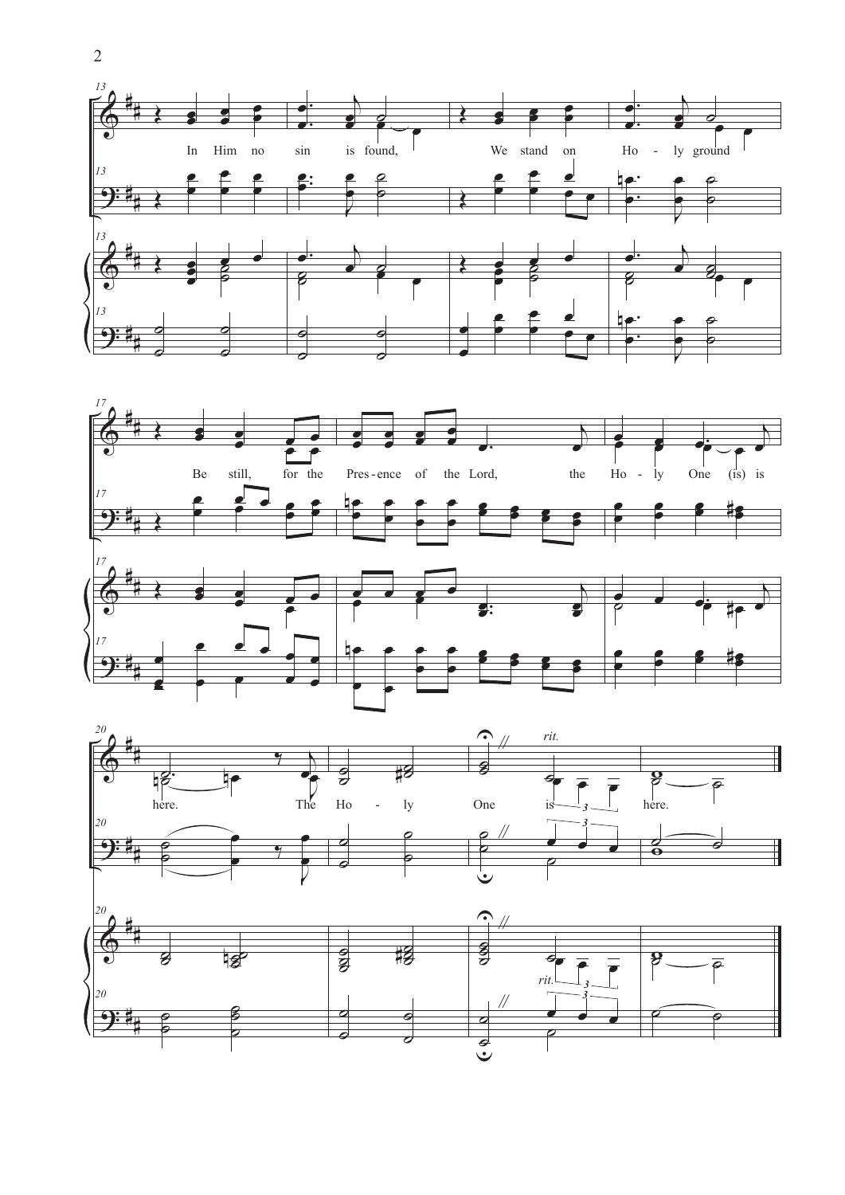In Him no sin is found,

We stand on Ho - ly ground

Be still, for the Pres - ence of the Lord, the Ho - ly One (is) is

here. The Ho - ly One is here.

*rit.*